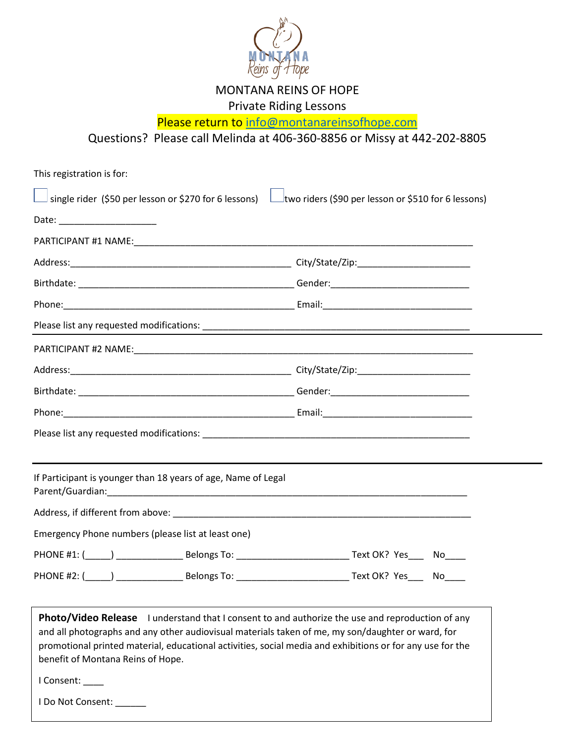# MONTANA REINS OF HOPE

## Private Riding Lessons

Please return to info@montanareinsofhope.com

Questions? Please call Melinda at 406-360-8856 or Missy at 442-202-8805

This registration is for:

☐ single rider ($50 per lesson or $270 for 6 lessons) ☐ two riders ($90 per lesson or $510 for 6 lessons)

Date: ___________________

PARTICIPANT #1 NAME:_____________________________________________________________________

Address:____________________________________________ City/State/Zip:______________________

Birthdate: ___________________________________________ Gender:___________________________

Phone:______________________________________________ Email:_____________________________

Please list any requested modifications: _____________________________________________________

---

PARTICIPANT #2 NAME:_____________________________________________________________________

Address:____________________________________________ City/State/Zip:______________________

Birthdate: ___________________________________________ Gender:___________________________

Phone:______________________________________________ Email:_____________________________

Please list any requested modifications: _____________________________________________________

---

If Participant is younger than 18 years of age, Name of Legal Parent/Guardian:_________________________________________________________________________

Address, if different from above: __________________________________________________________

Emergency Phone numbers (please list at least one)

PHONE #1: (_____) _____________ Belongs To: ______________________ Text OK? Yes___ No____

PHONE #2: (_____) _____________ Belongs To: ______________________ Text OK? Yes___ No____

**Photo/Video Release** I understand that I consent to and authorize the use and reproduction of any and all photographs and any other audiovisual materials taken of me, my son/daughter or ward, for promotional printed material, educational activities, social media and exhibitions or for any use for the benefit of Montana Reins of Hope.

I Consent: ____

I Do Not Consent: ______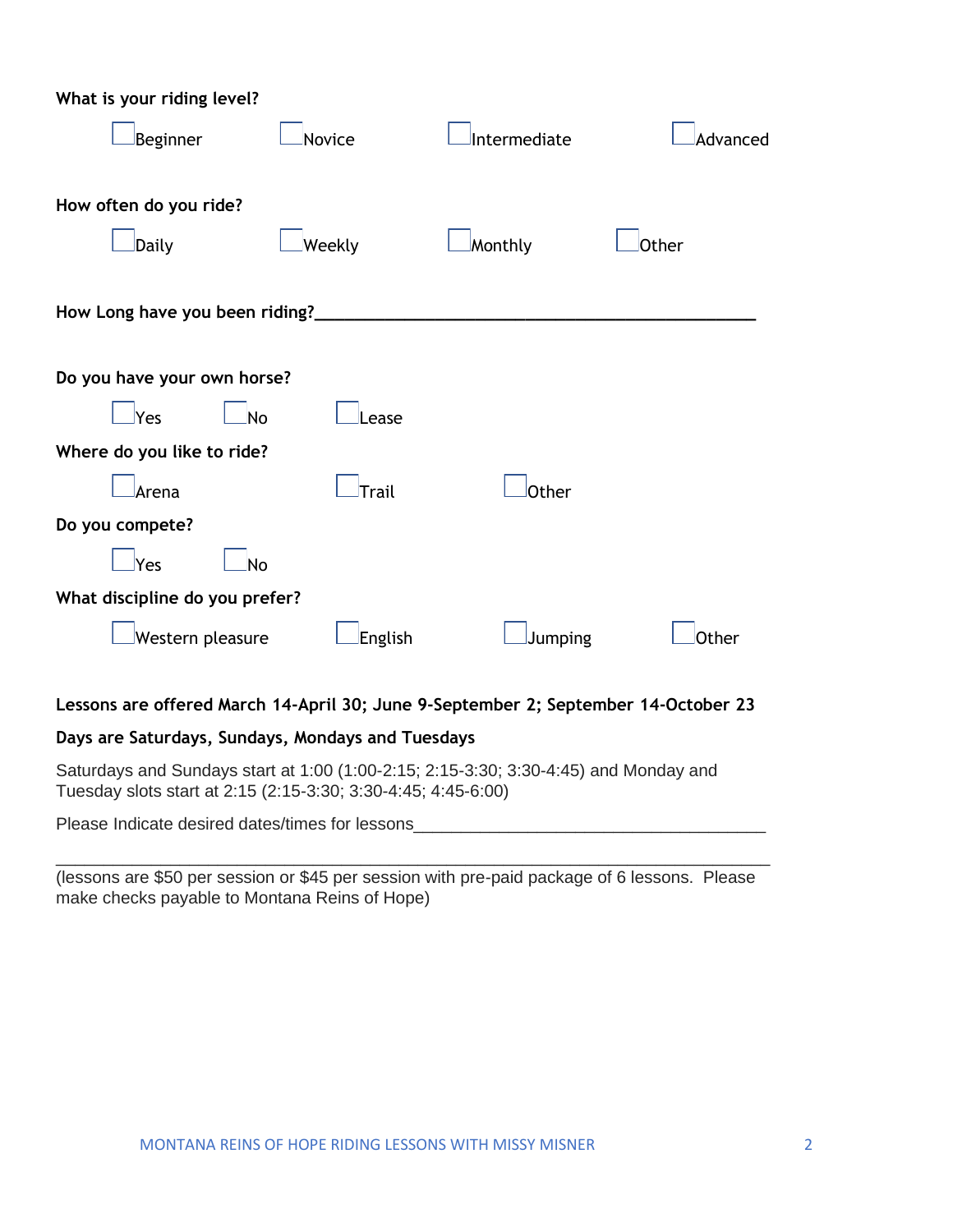**What is your riding level?**

☐ Beginner ☐ Novice ☐ Intermediate ☐ Advanced

**How often do you ride?**

☐ Daily ☐ Weekly ☐ Monthly ☐ Other

**How Long have you been riding?**\_\_\_\_\_\_\_\_\_\_\_\_\_\_\_\_\_\_\_\_\_\_\_\_\_\_\_\_\_\_\_\_\_\_\_\_\_\_\_\_\_\_\_\_\_\_\_

**Do you have your own horse?**

☐ Yes ☐ No ☐ Lease

**Where do you like to ride?**

☐ Arena ☐ Trail ☐ Other

**Do you compete?**

☐ Yes ☐ No

**What discipline do you prefer?**

☐ Western pleasure ☐ English ☐ Jumping ☐ Other

**Lessons are offered March 14-April 30; June 9-September 2; September 14-October 23**

**Days are Saturdays, Sundays, Mondays and Tuesdays**

Saturdays and Sundays start at 1:00 (1:00-2:15; 2:15-3:30; 3:30-4:45) and Monday and Tuesday slots start at 2:15 (2:15-3:30; 3:30-4:45; 4:45-6:00)

Please Indicate desired dates/times for lessons\_\_\_\_\_\_\_\_\_\_\_\_\_\_\_\_\_\_\_\_\_\_\_\_\_\_\_\_\_\_\_\_\_\_\_\_\_

\_\_\_\_\_\_\_\_\_\_\_\_\_\_\_\_\_\_\_\_\_\_\_\_\_\_\_\_\_\_\_\_\_\_\_\_\_\_\_\_\_\_\_\_\_\_\_\_\_\_\_\_\_\_\_\_\_\_\_\_\_\_\_\_\_\_\_\_\_\_\_\_\_\_\_\_\_\_\_

(lessons are $50 per session or $45 per session with pre-paid package of 6 lessons. Please make checks payable to Montana Reins of Hope)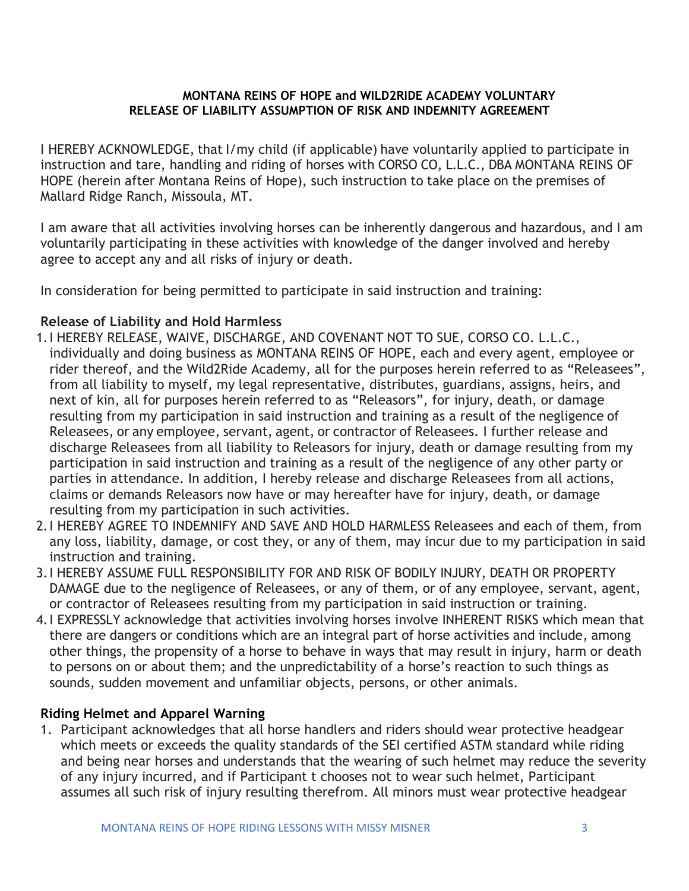**MONTANA REINS OF HOPE and WILD2RIDE ACADEMY VOLUNTARY RELEASE OF LIABILITY ASSUMPTION OF RISK AND INDEMNITY AGREEMENT**

I HEREBY ACKNOWLEDGE, that I/my child (if applicable) have voluntarily applied to participate in instruction and tare, handling and riding of horses with CORSO CO, L.L.C., DBA MONTANA REINS OF HOPE (herein after Montana Reins of Hope), such instruction to take place on the premises of Mallard Ridge Ranch, Missoula, MT.

I am aware that all activities involving horses can be inherently dangerous and hazardous, and I am voluntarily participating in these activities with knowledge of the danger involved and hereby agree to accept any and all risks of injury or death.

In consideration for being permitted to participate in said instruction and training:

**Release of Liability and Hold Harmless**

1. I HEREBY RELEASE, WAIVE, DISCHARGE, AND COVENANT NOT TO SUE, CORSO CO. L.L.C., individually and doing business as MONTANA REINS OF HOPE, each and every agent, employee or rider thereof, and the Wild2Ride Academy, all for the purposes herein referred to as "Releasees", from all liability to myself, my legal representative, distributes, guardians, assigns, heirs, and next of kin, all for purposes herein referred to as "Releasors", for injury, death, or damage resulting from my participation in said instruction and training as a result of the negligence of Releasees, or any employee, servant, agent, or contractor of Releasees. I further release and discharge Releasees from all liability to Releasors for injury, death or damage resulting from my participation in said instruction and training as a result of the negligence of any other party or parties in attendance. In addition, I hereby release and discharge Releasees from all actions, claims or demands Releasors now have or may hereafter have for injury, death, or damage resulting from my participation in such activities.
2. I HEREBY AGREE TO INDEMNIFY AND SAVE AND HOLD HARMLESS Releasees and each of them, from any loss, liability, damage, or cost they, or any of them, may incur due to my participation in said instruction and training.
3. I HEREBY ASSUME FULL RESPONSIBILITY FOR AND RISK OF BODILY INJURY, DEATH OR PROPERTY DAMAGE due to the negligence of Releasees, or any of them, or of any employee, servant, agent, or contractor of Releasees resulting from my participation in said instruction or training.
4. I EXPRESSLY acknowledge that activities involving horses involve INHERENT RISKS which mean that there are dangers or conditions which are an integral part of horse activities and include, among other things, the propensity of a horse to behave in ways that may result in injury, harm or death to persons on or about them; and the unpredictability of a horse's reaction to such things as sounds, sudden movement and unfamiliar objects, persons, or other animals.

**Riding Helmet and Apparel Warning**

1. Participant acknowledges that all horse handlers and riders should wear protective headgear which meets or exceeds the quality standards of the SEI certified ASTM standard while riding and being near horses and understands that the wearing of such helmet may reduce the severity of any injury incurred, and if Participant t chooses not to wear such helmet, Participant assumes all such risk of injury resulting therefrom. All minors must wear protective headgear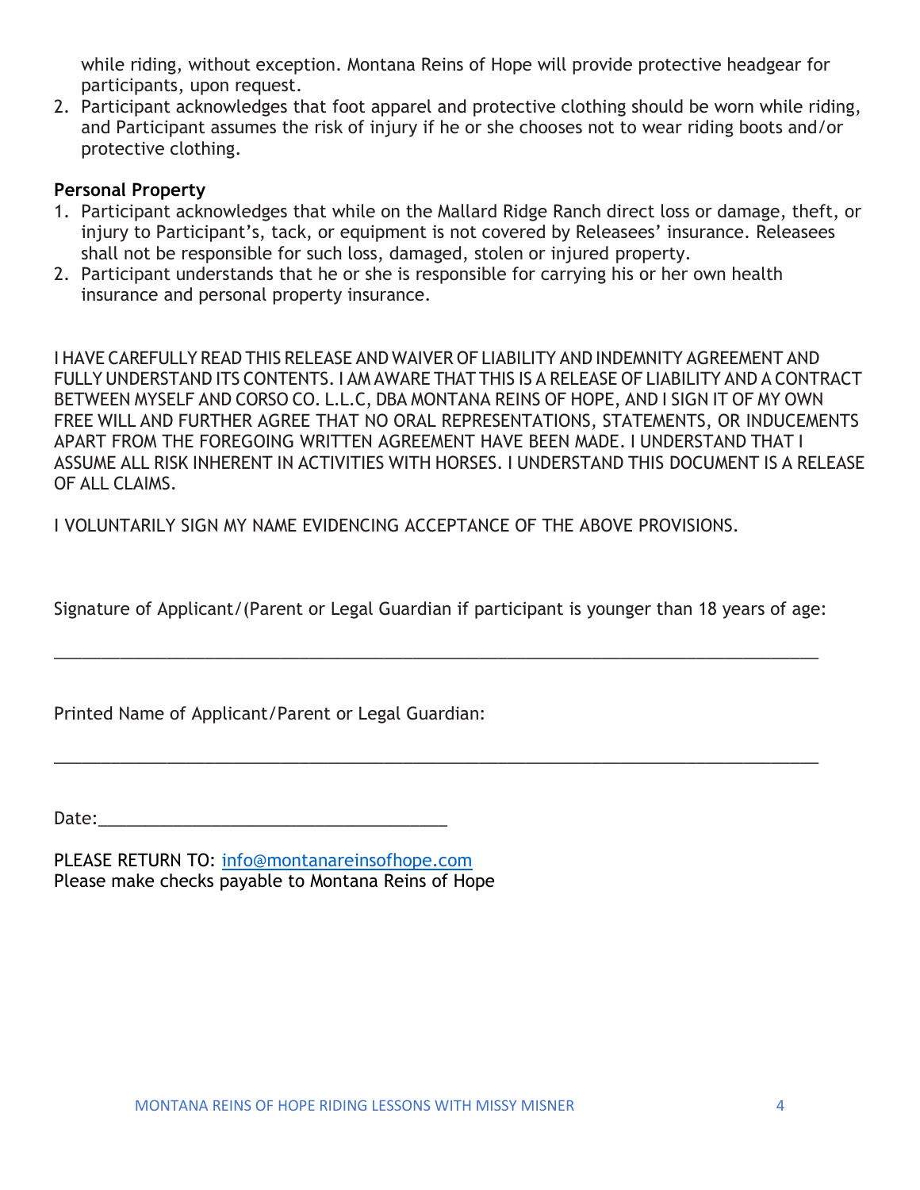while riding, without exception. Montana Reins of Hope will provide protective headgear for participants, upon request.

2. Participant acknowledges that foot apparel and protective clothing should be worn while riding, and Participant assumes the risk of injury if he or she chooses not to wear riding boots and/or protective clothing.

**Personal Property**

1. Participant acknowledges that while on the Mallard Ridge Ranch direct loss or damage, theft, or injury to Participant's, tack, or equipment is not covered by Releasees' insurance. Releasees shall not be responsible for such loss, damaged, stolen or injured property.
2. Participant understands that he or she is responsible for carrying his or her own health insurance and personal property insurance.

I HAVE CAREFULLY READ THIS RELEASE AND WAIVER OF LIABILITY AND INDEMNITY AGREEMENT AND FULLY UNDERSTAND ITS CONTENTS. I AM AWARE THAT THIS IS A RELEASE OF LIABILITY AND A CONTRACT BETWEEN MYSELF AND CORSO CO. L.L.C, DBA MONTANA REINS OF HOPE, AND I SIGN IT OF MY OWN FREE WILL AND FURTHER AGREE THAT NO ORAL REPRESENTATIONS, STATEMENTS, OR INDUCEMENTS APART FROM THE FOREGOING WRITTEN AGREEMENT HAVE BEEN MADE. I UNDERSTAND THAT I ASSUME ALL RISK INHERENT IN ACTIVITIES WITH HORSES. I UNDERSTAND THIS DOCUMENT IS A RELEASE OF ALL CLAIMS.

I VOLUNTARILY SIGN MY NAME EVIDENCING ACCEPTANCE OF THE ABOVE PROVISIONS.

Signature of Applicant/(Parent or Legal Guardian if participant is younger than 18 years of age:

_______________________________________________________________________________

Printed Name of Applicant/Parent or Legal Guardian:

_______________________________________________________________________________

Date:____________________________________

PLEASE RETURN TO: info@montanareinsofhope.com
Please make checks payable to Montana Reins of Hope